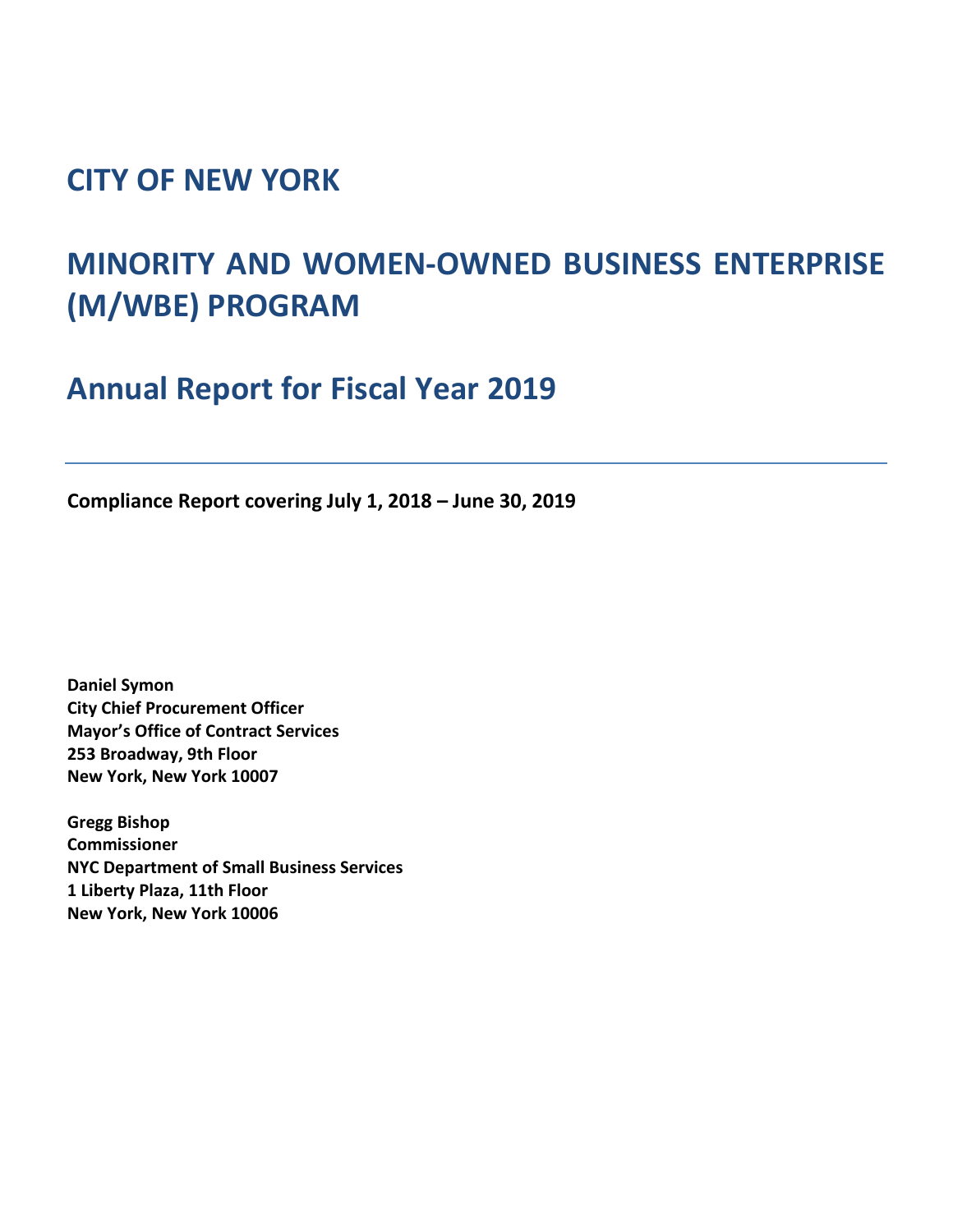# CITY OF NEW YORK

# MINORITY AND WOMEN-OWNED BUSINESS ENTERPRISE (M/WBE) PROGRAM

## Annual Report for Fiscal Year 2019

---

**Compliance Report covering July 1, 2018 – June 30, 2019**

**Daniel Symon**
**City Chief Procurement Officer**
**Mayor's Office of Contract Services**
**253 Broadway, 9th Floor**
**New York, New York 10007**

**Gregg Bishop**
**Commissioner**
**NYC Department of Small Business Services**
**1 Liberty Plaza, 11th Floor**
**New York, New York 10006**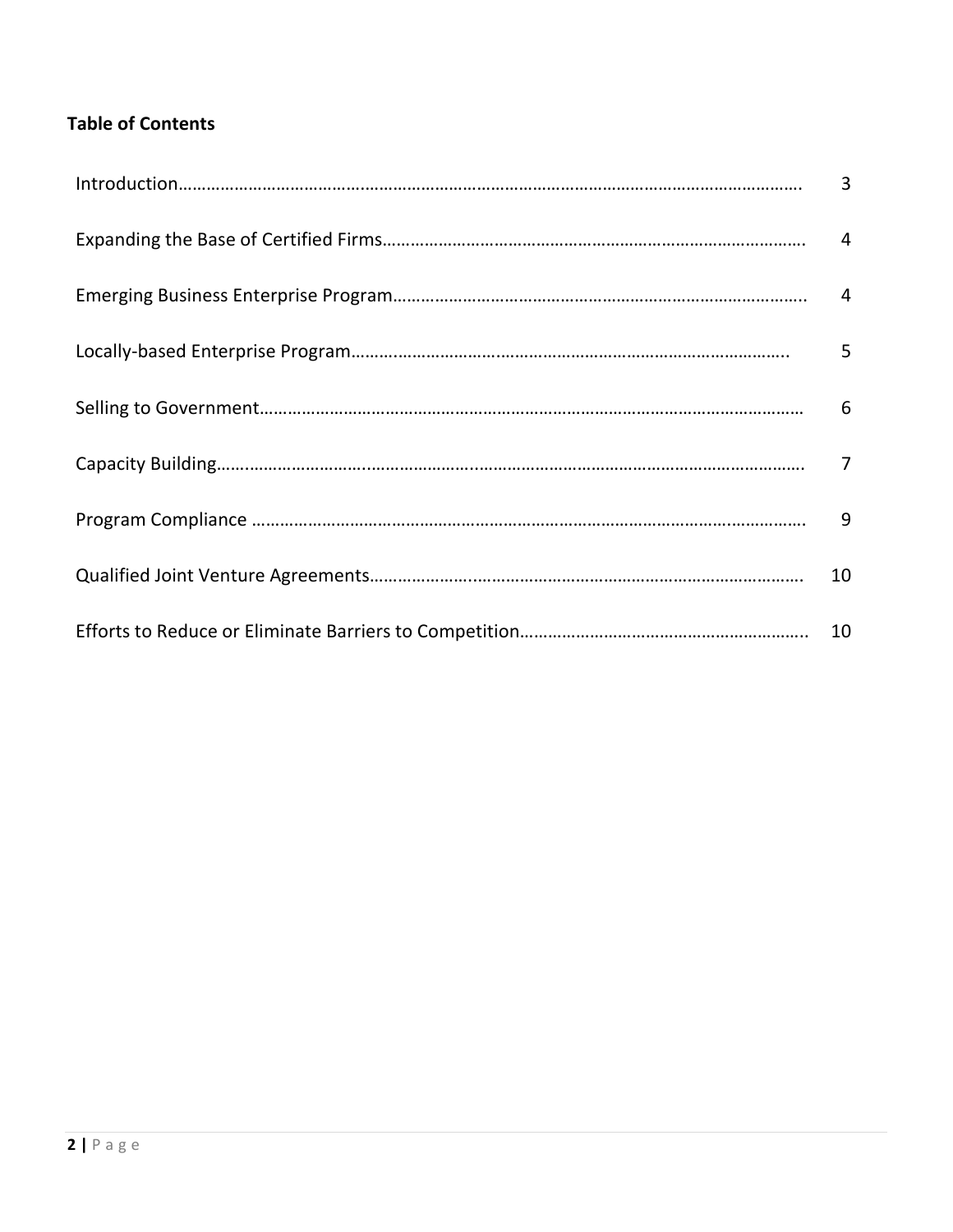**Table of Contents**

| | |
|---|---|
| Introduction | 3 |
| Expanding the Base of Certified Firms | 4 |
| Emerging Business Enterprise Program | 4 |
| Locally-based Enterprise Program | 5 |
| Selling to Government | 6 |
| Capacity Building | 7 |
| Program Compliance | 9 |
| Qualified Joint Venture Agreements | 10 |
| Efforts to Reduce or Eliminate Barriers to Competition | 10 |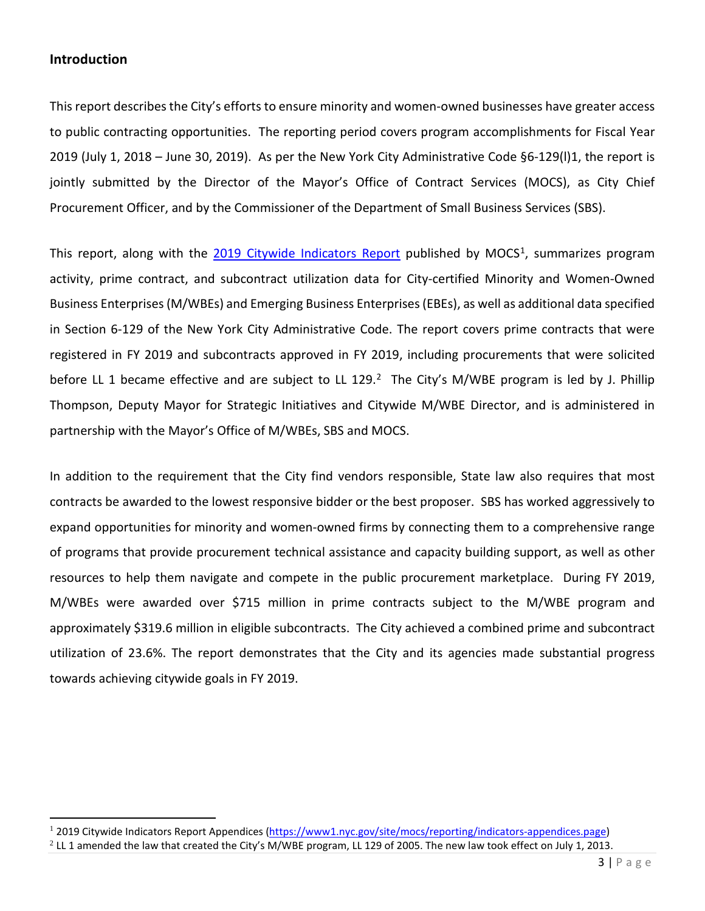## Introduction

This report describes the City's efforts to ensure minority and women-owned businesses have greater access to public contracting opportunities. The reporting period covers program accomplishments for Fiscal Year 2019 (July 1, 2018 – June 30, 2019). As per the New York City Administrative Code §6-129(l)1, the report is jointly submitted by the Director of the Mayor's Office of Contract Services (MOCS), as City Chief Procurement Officer, and by the Commissioner of the Department of Small Business Services (SBS).

This report, along with the [2019 Citywide Indicators Report](https://www1.nyc.gov/site/mocs/reporting/indicators-appendices.page) published by MOCS[1], summarizes program activity, prime contract, and subcontract utilization data for City-certified Minority and Women-Owned Business Enterprises (M/WBEs) and Emerging Business Enterprises (EBEs), as well as additional data specified in Section 6-129 of the New York City Administrative Code. The report covers prime contracts that were registered in FY 2019 and subcontracts approved in FY 2019, including procurements that were solicited before LL 1 became effective and are subject to LL 129.[2] The City's M/WBE program is led by J. Phillip Thompson, Deputy Mayor for Strategic Initiatives and Citywide M/WBE Director, and is administered in partnership with the Mayor's Office of M/WBEs, SBS and MOCS.

In addition to the requirement that the City find vendors responsible, State law also requires that most contracts be awarded to the lowest responsive bidder or the best proposer. SBS has worked aggressively to expand opportunities for minority and women-owned firms by connecting them to a comprehensive range of programs that provide procurement technical assistance and capacity building support, as well as other resources to help them navigate and compete in the public procurement marketplace. During FY 2019, M/WBEs were awarded over $715 million in prime contracts subject to the M/WBE program and approximately $319.6 million in eligible subcontracts. The City achieved a combined prime and subcontract utilization of 23.6%. The report demonstrates that the City and its agencies made substantial progress towards achieving citywide goals in FY 2019.

---

[1] 2019 Citywide Indicators Report Appendices (https://www1.nyc.gov/site/mocs/reporting/indicators-appendices.page)

[2] LL 1 amended the law that created the City's M/WBE program, LL 129 of 2005. The new law took effect on July 1, 2013.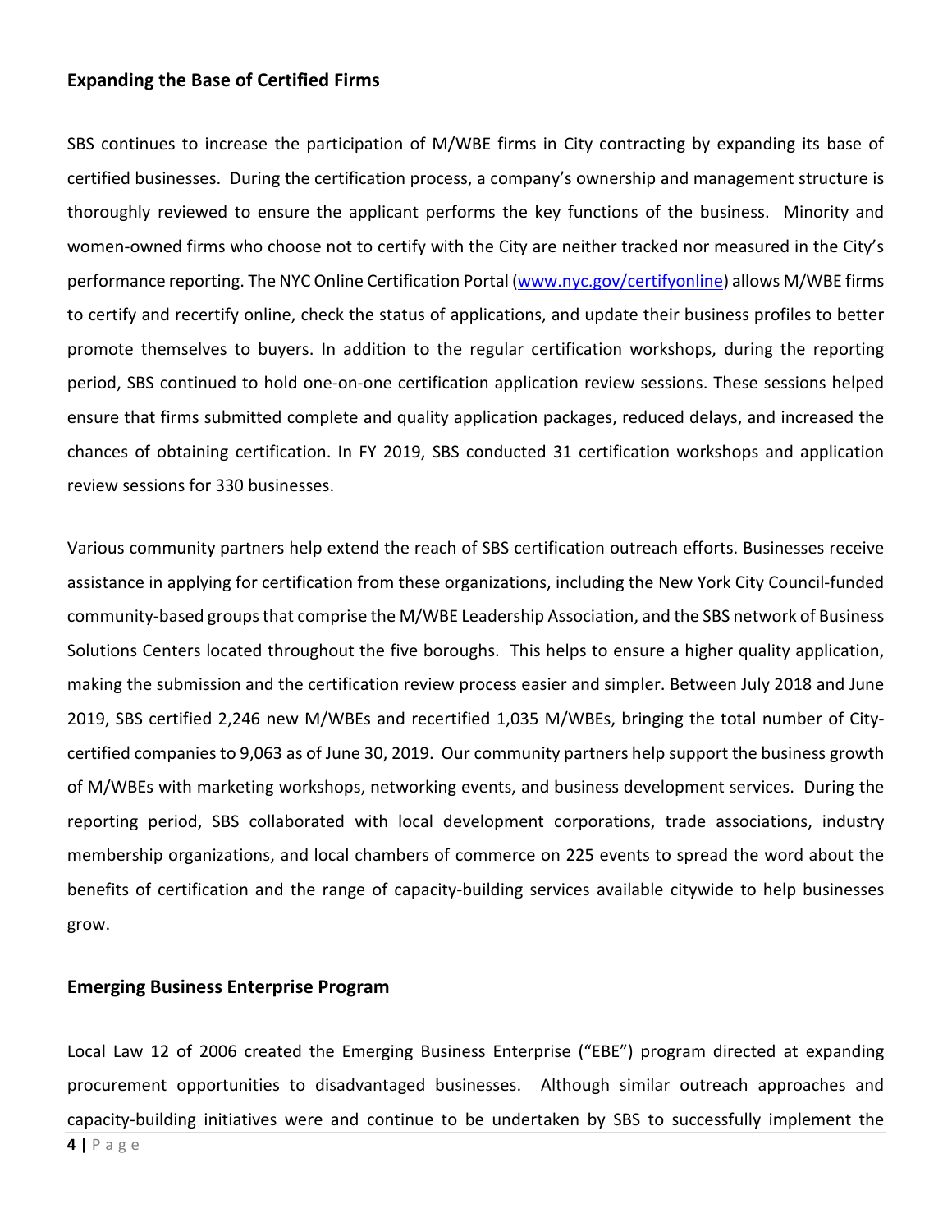## Expanding the Base of Certified Firms

SBS continues to increase the participation of M/WBE firms in City contracting by expanding its base of certified businesses. During the certification process, a company's ownership and management structure is thoroughly reviewed to ensure the applicant performs the key functions of the business. Minority and women-owned firms who choose not to certify with the City are neither tracked nor measured in the City's performance reporting. The NYC Online Certification Portal (www.nyc.gov/certifyonline) allows M/WBE firms to certify and recertify online, check the status of applications, and update their business profiles to better promote themselves to buyers. In addition to the regular certification workshops, during the reporting period, SBS continued to hold one-on-one certification application review sessions. These sessions helped ensure that firms submitted complete and quality application packages, reduced delays, and increased the chances of obtaining certification. In FY 2019, SBS conducted 31 certification workshops and application review sessions for 330 businesses.

Various community partners help extend the reach of SBS certification outreach efforts. Businesses receive assistance in applying for certification from these organizations, including the New York City Council-funded community-based groups that comprise the M/WBE Leadership Association, and the SBS network of Business Solutions Centers located throughout the five boroughs. This helps to ensure a higher quality application, making the submission and the certification review process easier and simpler. Between July 2018 and June 2019, SBS certified 2,246 new M/WBEs and recertified 1,035 M/WBEs, bringing the total number of City-certified companies to 9,063 as of June 30, 2019. Our community partners help support the business growth of M/WBEs with marketing workshops, networking events, and business development services. During the reporting period, SBS collaborated with local development corporations, trade associations, industry membership organizations, and local chambers of commerce on 225 events to spread the word about the benefits of certification and the range of capacity-building services available citywide to help businesses grow.

## Emerging Business Enterprise Program

Local Law 12 of 2006 created the Emerging Business Enterprise ("EBE") program directed at expanding procurement opportunities to disadvantaged businesses. Although similar outreach approaches and capacity-building initiatives were and continue to be undertaken by SBS to successfully implement the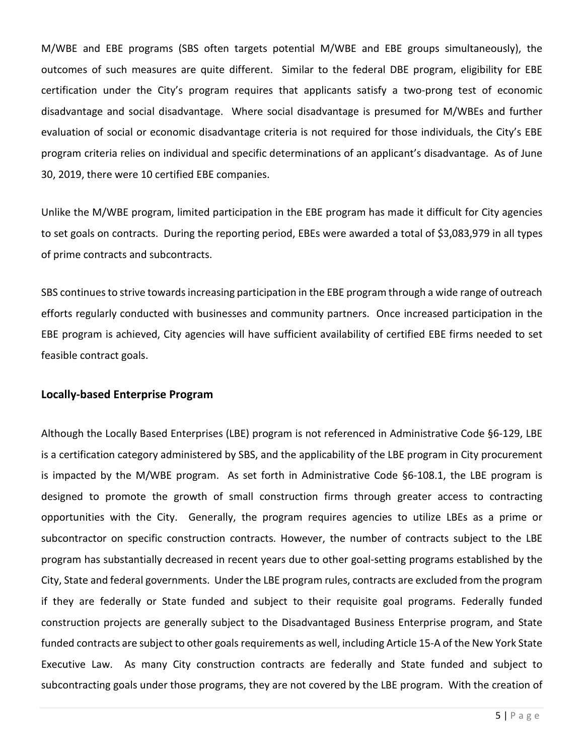M/WBE and EBE programs (SBS often targets potential M/WBE and EBE groups simultaneously), the outcomes of such measures are quite different. Similar to the federal DBE program, eligibility for EBE certification under the City's program requires that applicants satisfy a two-prong test of economic disadvantage and social disadvantage. Where social disadvantage is presumed for M/WBEs and further evaluation of social or economic disadvantage criteria is not required for those individuals, the City's EBE program criteria relies on individual and specific determinations of an applicant's disadvantage. As of June 30, 2019, there were 10 certified EBE companies.

Unlike the M/WBE program, limited participation in the EBE program has made it difficult for City agencies to set goals on contracts. During the reporting period, EBEs were awarded a total of $3,083,979 in all types of prime contracts and subcontracts.

SBS continues to strive towards increasing participation in the EBE program through a wide range of outreach efforts regularly conducted with businesses and community partners. Once increased participation in the EBE program is achieved, City agencies will have sufficient availability of certified EBE firms needed to set feasible contract goals.

## Locally-based Enterprise Program

Although the Locally Based Enterprises (LBE) program is not referenced in Administrative Code §6-129, LBE is a certification category administered by SBS, and the applicability of the LBE program in City procurement is impacted by the M/WBE program. As set forth in Administrative Code §6-108.1, the LBE program is designed to promote the growth of small construction firms through greater access to contracting opportunities with the City. Generally, the program requires agencies to utilize LBEs as a prime or subcontractor on specific construction contracts. However, the number of contracts subject to the LBE program has substantially decreased in recent years due to other goal-setting programs established by the City, State and federal governments. Under the LBE program rules, contracts are excluded from the program if they are federally or State funded and subject to their requisite goal programs. Federally funded construction projects are generally subject to the Disadvantaged Business Enterprise program, and State funded contracts are subject to other goals requirements as well, including Article 15-A of the New York State Executive Law. As many City construction contracts are federally and State funded and subject to subcontracting goals under those programs, they are not covered by the LBE program. With the creation of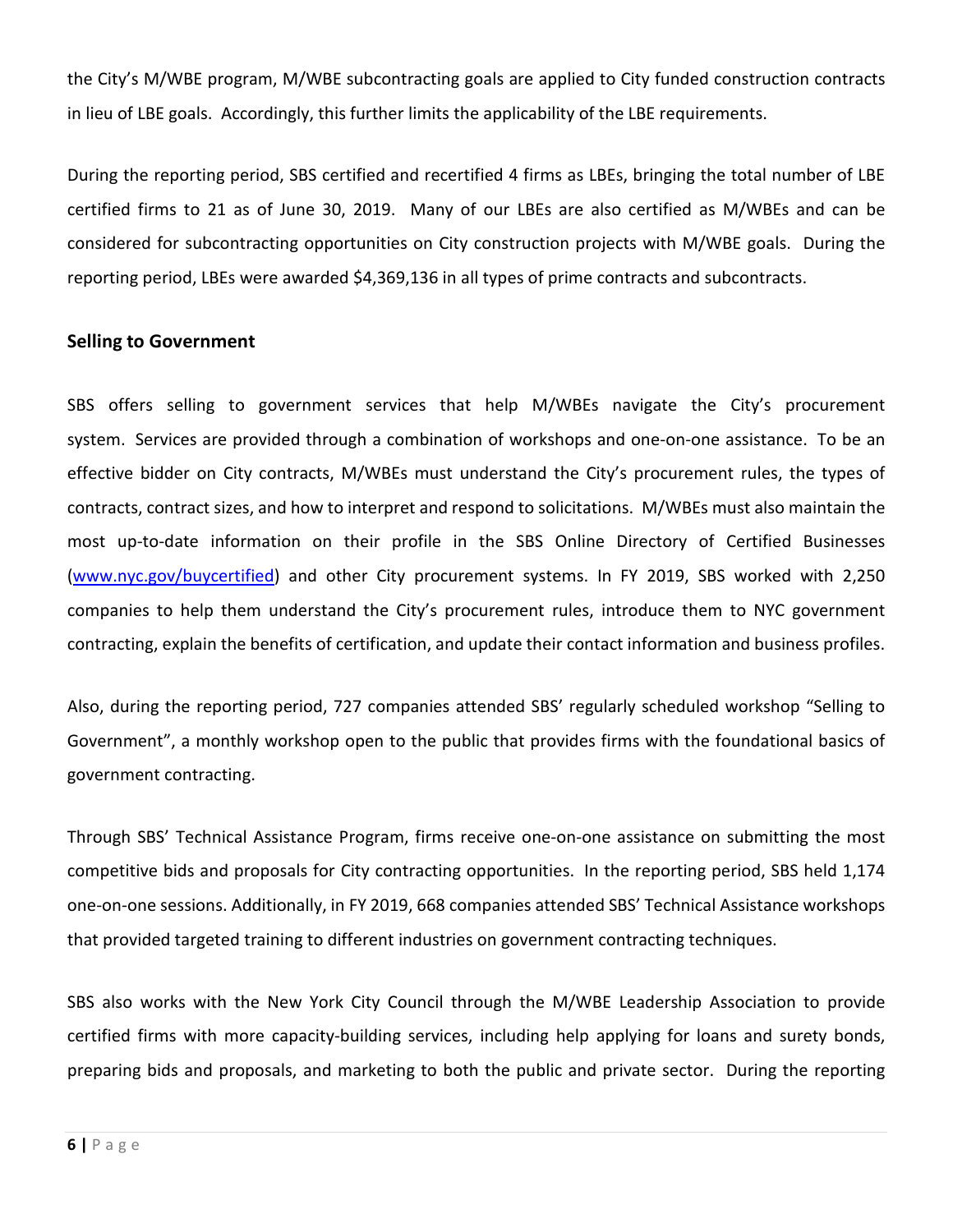the City's M/WBE program, M/WBE subcontracting goals are applied to City funded construction contracts in lieu of LBE goals. Accordingly, this further limits the applicability of the LBE requirements.

During the reporting period, SBS certified and recertified 4 firms as LBEs, bringing the total number of LBE certified firms to 21 as of June 30, 2019. Many of our LBEs are also certified as M/WBEs and can be considered for subcontracting opportunities on City construction projects with M/WBE goals. During the reporting period, LBEs were awarded $4,369,136 in all types of prime contracts and subcontracts.

**Selling to Government**

SBS offers selling to government services that help M/WBEs navigate the City's procurement system. Services are provided through a combination of workshops and one-on-one assistance. To be an effective bidder on City contracts, M/WBEs must understand the City's procurement rules, the types of contracts, contract sizes, and how to interpret and respond to solicitations. M/WBEs must also maintain the most up-to-date information on their profile in the SBS Online Directory of Certified Businesses ([www.nyc.gov/buycertified](www.nyc.gov/buycertified)) and other City procurement systems. In FY 2019, SBS worked with 2,250 companies to help them understand the City's procurement rules, introduce them to NYC government contracting, explain the benefits of certification, and update their contact information and business profiles.

Also, during the reporting period, 727 companies attended SBS' regularly scheduled workshop "Selling to Government", a monthly workshop open to the public that provides firms with the foundational basics of government contracting.

Through SBS' Technical Assistance Program, firms receive one-on-one assistance on submitting the most competitive bids and proposals for City contracting opportunities. In the reporting period, SBS held 1,174 one-on-one sessions. Additionally, in FY 2019, 668 companies attended SBS' Technical Assistance workshops that provided targeted training to different industries on government contracting techniques.

SBS also works with the New York City Council through the M/WBE Leadership Association to provide certified firms with more capacity-building services, including help applying for loans and surety bonds, preparing bids and proposals, and marketing to both the public and private sector. During the reporting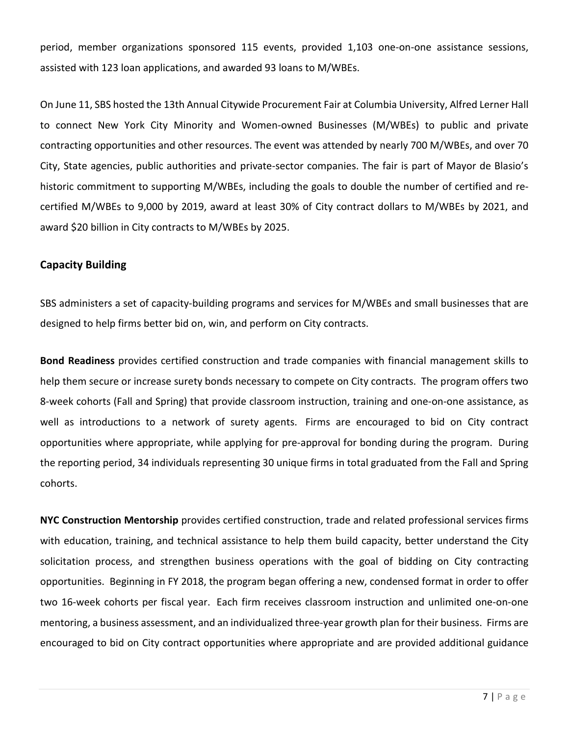period, member organizations sponsored 115 events, provided 1,103 one-on-one assistance sessions, assisted with 123 loan applications, and awarded 93 loans to M/WBEs.

On June 11, SBS hosted the 13th Annual Citywide Procurement Fair at Columbia University, Alfred Lerner Hall to connect New York City Minority and Women-owned Businesses (M/WBEs) to public and private contracting opportunities and other resources. The event was attended by nearly 700 M/WBEs, and over 70 City, State agencies, public authorities and private-sector companies. The fair is part of Mayor de Blasio's historic commitment to supporting M/WBEs, including the goals to double the number of certified and re-certified M/WBEs to 9,000 by 2019, award at least 30% of City contract dollars to M/WBEs by 2021, and award $20 billion in City contracts to M/WBEs by 2025.

## Capacity Building

SBS administers a set of capacity-building programs and services for M/WBEs and small businesses that are designed to help firms better bid on, win, and perform on City contracts.

**Bond Readiness** provides certified construction and trade companies with financial management skills to help them secure or increase surety bonds necessary to compete on City contracts. The program offers two 8-week cohorts (Fall and Spring) that provide classroom instruction, training and one-on-one assistance, as well as introductions to a network of surety agents. Firms are encouraged to bid on City contract opportunities where appropriate, while applying for pre-approval for bonding during the program. During the reporting period, 34 individuals representing 30 unique firms in total graduated from the Fall and Spring cohorts.

**NYC Construction Mentorship** provides certified construction, trade and related professional services firms with education, training, and technical assistance to help them build capacity, better understand the City solicitation process, and strengthen business operations with the goal of bidding on City contracting opportunities. Beginning in FY 2018, the program began offering a new, condensed format in order to offer two 16-week cohorts per fiscal year. Each firm receives classroom instruction and unlimited one-on-one mentoring, a business assessment, and an individualized three-year growth plan for their business. Firms are encouraged to bid on City contract opportunities where appropriate and are provided additional guidance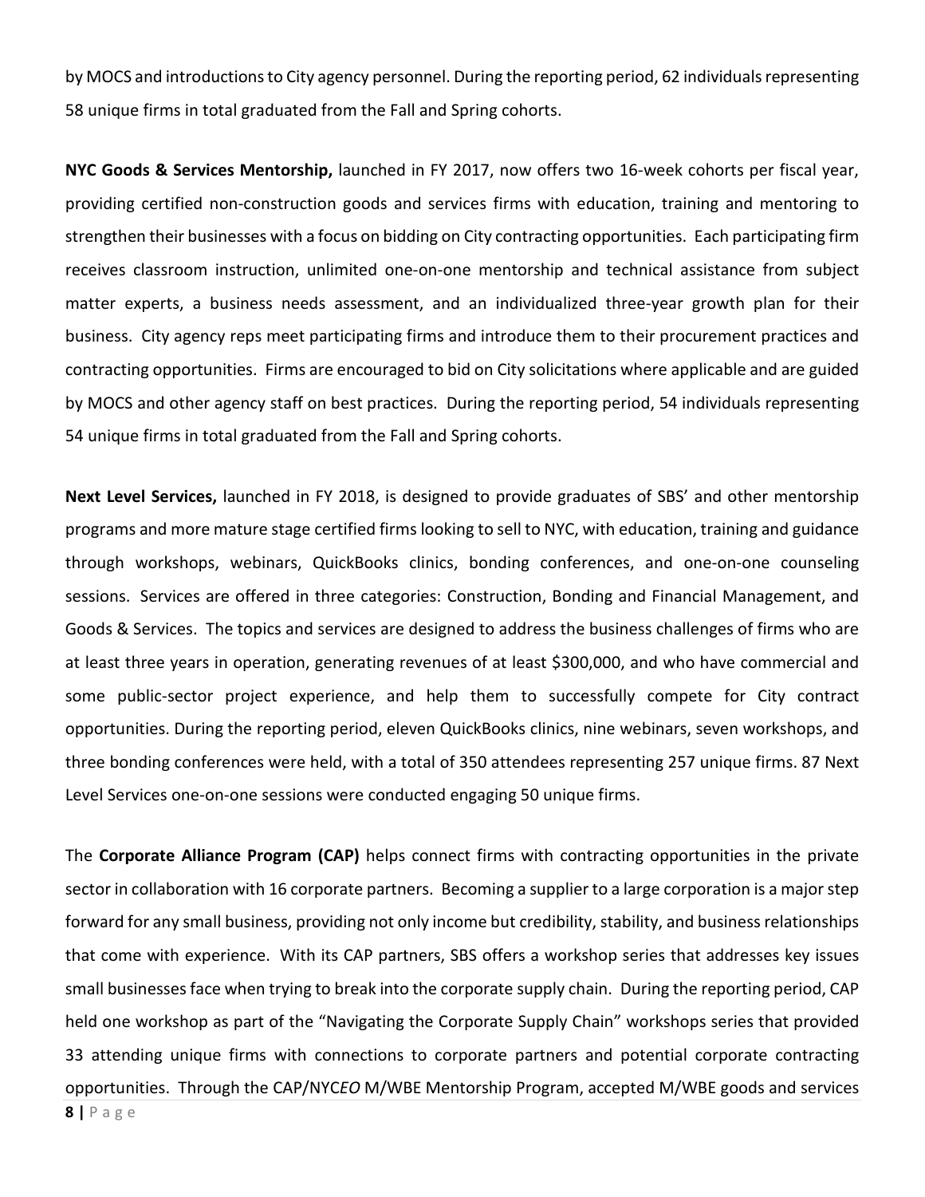by MOCS and introductions to City agency personnel. During the reporting period, 62 individuals representing 58 unique firms in total graduated from the Fall and Spring cohorts.

**NYC Goods & Services Mentorship,** launched in FY 2017, now offers two 16-week cohorts per fiscal year, providing certified non-construction goods and services firms with education, training and mentoring to strengthen their businesses with a focus on bidding on City contracting opportunities. Each participating firm receives classroom instruction, unlimited one-on-one mentorship and technical assistance from subject matter experts, a business needs assessment, and an individualized three-year growth plan for their business. City agency reps meet participating firms and introduce them to their procurement practices and contracting opportunities. Firms are encouraged to bid on City solicitations where applicable and are guided by MOCS and other agency staff on best practices. During the reporting period, 54 individuals representing 54 unique firms in total graduated from the Fall and Spring cohorts.

**Next Level Services,** launched in FY 2018, is designed to provide graduates of SBS' and other mentorship programs and more mature stage certified firms looking to sell to NYC, with education, training and guidance through workshops, webinars, QuickBooks clinics, bonding conferences, and one-on-one counseling sessions. Services are offered in three categories: Construction, Bonding and Financial Management, and Goods & Services. The topics and services are designed to address the business challenges of firms who are at least three years in operation, generating revenues of at least $300,000, and who have commercial and some public-sector project experience, and help them to successfully compete for City contract opportunities. During the reporting period, eleven QuickBooks clinics, nine webinars, seven workshops, and three bonding conferences were held, with a total of 350 attendees representing 257 unique firms. 87 Next Level Services one-on-one sessions were conducted engaging 50 unique firms.

The **Corporate Alliance Program (CAP)** helps connect firms with contracting opportunities in the private sector in collaboration with 16 corporate partners. Becoming a supplier to a large corporation is a major step forward for any small business, providing not only income but credibility, stability, and business relationships that come with experience. With its CAP partners, SBS offers a workshop series that addresses key issues small businesses face when trying to break into the corporate supply chain. During the reporting period, CAP held one workshop as part of the "Navigating the Corporate Supply Chain" workshops series that provided 33 attending unique firms with connections to corporate partners and potential corporate contracting opportunities. Through the CAP/NYC*EO* M/WBE Mentorship Program, accepted M/WBE goods and services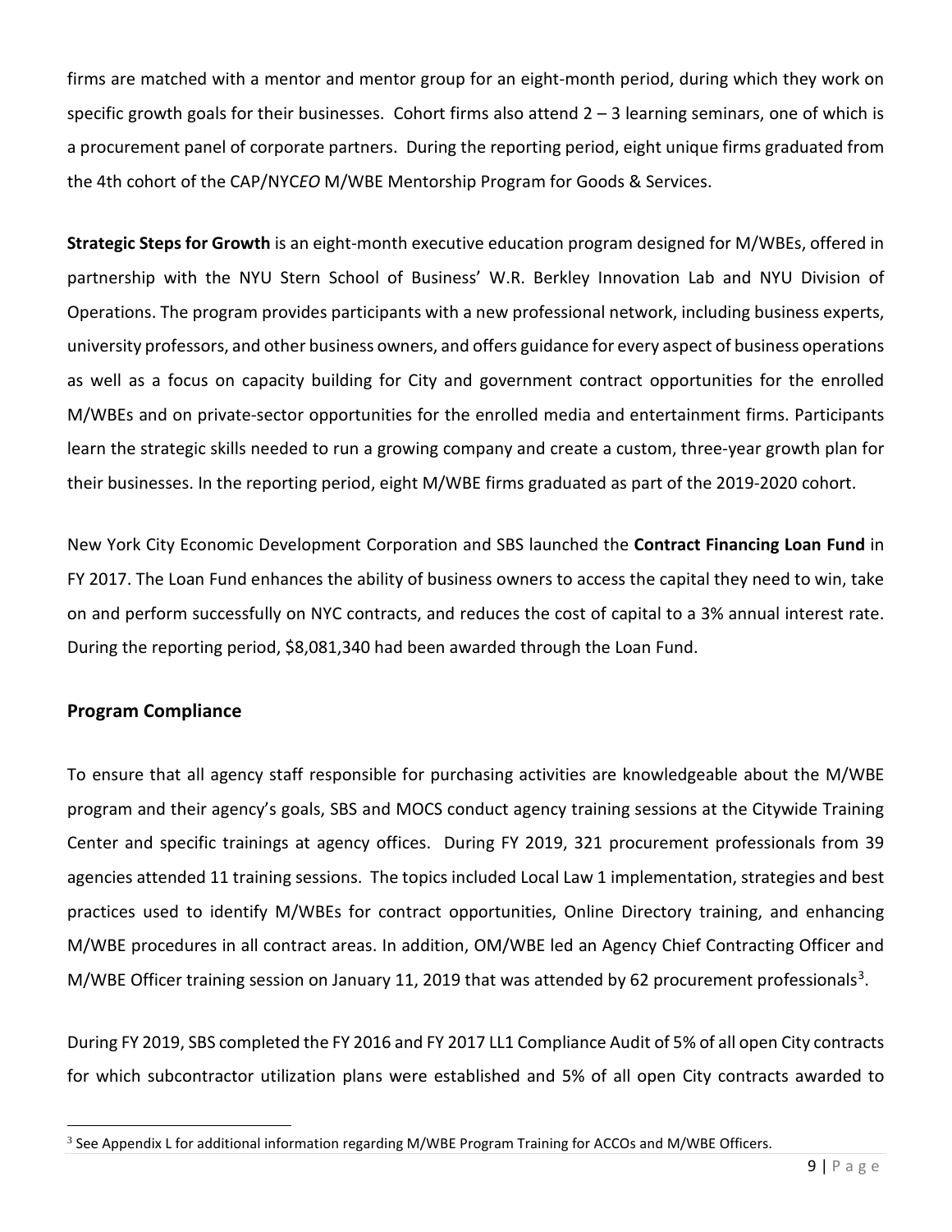firms are matched with a mentor and mentor group for an eight-month period, during which they work on specific growth goals for their businesses. Cohort firms also attend 2 – 3 learning seminars, one of which is a procurement panel of corporate partners. During the reporting period, eight unique firms graduated from the 4th cohort of the CAP/NYC*EO* M/WBE Mentorship Program for Goods & Services.

**Strategic Steps for Growth** is an eight-month executive education program designed for M/WBEs, offered in partnership with the NYU Stern School of Business' W.R. Berkley Innovation Lab and NYU Division of Operations. The program provides participants with a new professional network, including business experts, university professors, and other business owners, and offers guidance for every aspect of business operations as well as a focus on capacity building for City and government contract opportunities for the enrolled M/WBEs and on private-sector opportunities for the enrolled media and entertainment firms. Participants learn the strategic skills needed to run a growing company and create a custom, three-year growth plan for their businesses. In the reporting period, eight M/WBE firms graduated as part of the 2019-2020 cohort.

New York City Economic Development Corporation and SBS launched the **Contract Financing Loan Fund** in FY 2017. The Loan Fund enhances the ability of business owners to access the capital they need to win, take on and perform successfully on NYC contracts, and reduces the cost of capital to a 3% annual interest rate. During the reporting period, $8,081,340 had been awarded through the Loan Fund.

## Program Compliance

To ensure that all agency staff responsible for purchasing activities are knowledgeable about the M/WBE program and their agency's goals, SBS and MOCS conduct agency training sessions at the Citywide Training Center and specific trainings at agency offices. During FY 2019, 321 procurement professionals from 39 agencies attended 11 training sessions. The topics included Local Law 1 implementation, strategies and best practices used to identify M/WBEs for contract opportunities, Online Directory training, and enhancing M/WBE procedures in all contract areas. In addition, OM/WBE led an Agency Chief Contracting Officer and M/WBE Officer training session on January 11, 2019 that was attended by 62 procurement professionals[3].

During FY 2019, SBS completed the FY 2016 and FY 2017 LL1 Compliance Audit of 5% of all open City contracts for which subcontractor utilization plans were established and 5% of all open City contracts awarded to

[3] See Appendix L for additional information regarding M/WBE Program Training for ACCOs and M/WBE Officers.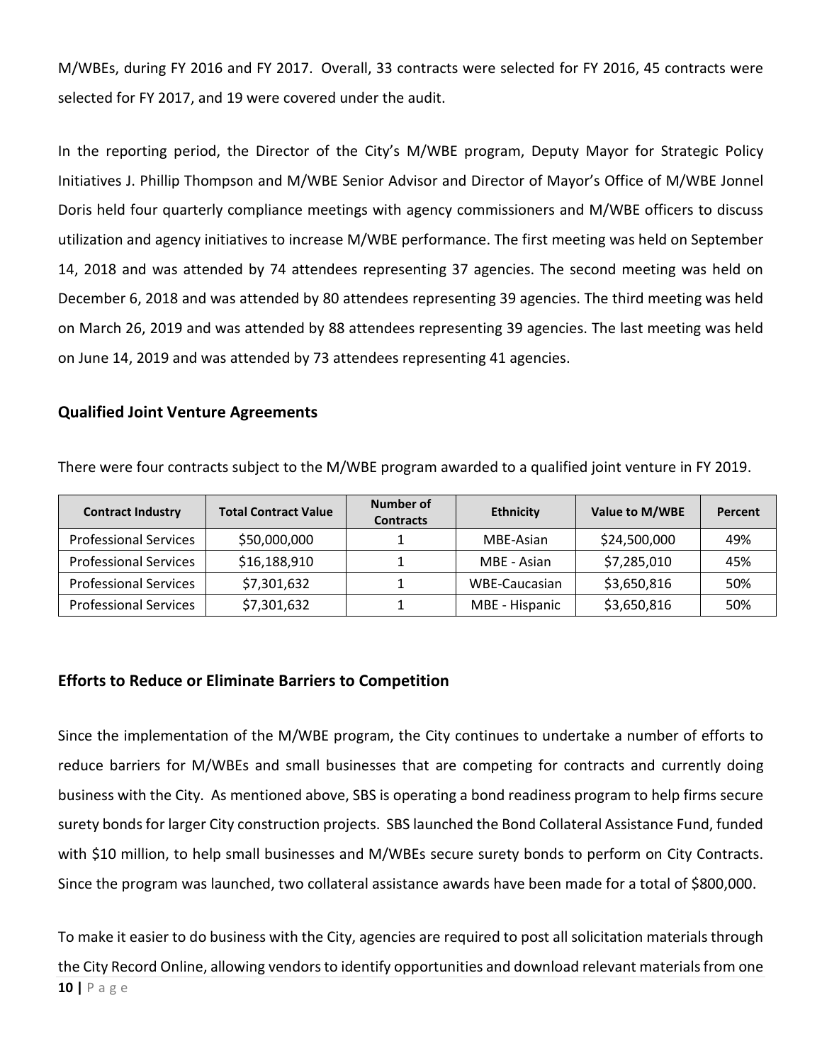M/WBEs, during FY 2016 and FY 2017. Overall, 33 contracts were selected for FY 2016, 45 contracts were selected for FY 2017, and 19 were covered under the audit.

In the reporting period, the Director of the City's M/WBE program, Deputy Mayor for Strategic Policy Initiatives J. Phillip Thompson and M/WBE Senior Advisor and Director of Mayor's Office of M/WBE Jonnel Doris held four quarterly compliance meetings with agency commissioners and M/WBE officers to discuss utilization and agency initiatives to increase M/WBE performance. The first meeting was held on September 14, 2018 and was attended by 74 attendees representing 37 agencies. The second meeting was held on December 6, 2018 and was attended by 80 attendees representing 39 agencies. The third meeting was held on March 26, 2019 and was attended by 88 attendees representing 39 agencies. The last meeting was held on June 14, 2019 and was attended by 73 attendees representing 41 agencies.

## Qualified Joint Venture Agreements

There were four contracts subject to the M/WBE program awarded to a qualified joint venture in FY 2019.

| Contract Industry | Total Contract Value | Number of Contracts | Ethnicity | Value to M/WBE | Percent |
|---|---|---|---|---|---|
| Professional Services | $50,000,000 | 1 | MBE-Asian | $24,500,000 | 49% |
| Professional Services | $16,188,910 | 1 | MBE - Asian | $7,285,010 | 45% |
| Professional Services | $7,301,632 | 1 | WBE-Caucasian | $3,650,816 | 50% |
| Professional Services | $7,301,632 | 1 | MBE - Hispanic | $3,650,816 | 50% |

## Efforts to Reduce or Eliminate Barriers to Competition

Since the implementation of the M/WBE program, the City continues to undertake a number of efforts to reduce barriers for M/WBEs and small businesses that are competing for contracts and currently doing business with the City. As mentioned above, SBS is operating a bond readiness program to help firms secure surety bonds for larger City construction projects. SBS launched the Bond Collateral Assistance Fund, funded with $10 million, to help small businesses and M/WBEs secure surety bonds to perform on City Contracts. Since the program was launched, two collateral assistance awards have been made for a total of $800,000.

To make it easier to do business with the City, agencies are required to post all solicitation materials through the City Record Online, allowing vendors to identify opportunities and download relevant materials from one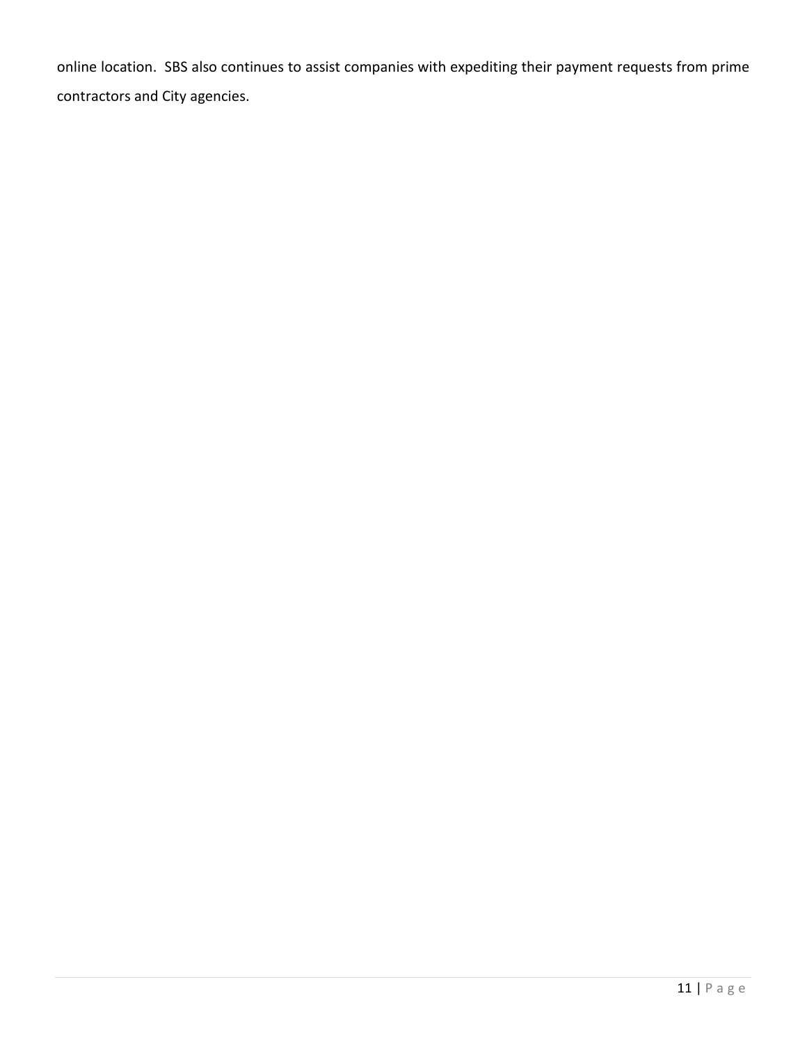online location. SBS also continues to assist companies with expediting their payment requests from prime contractors and City agencies.